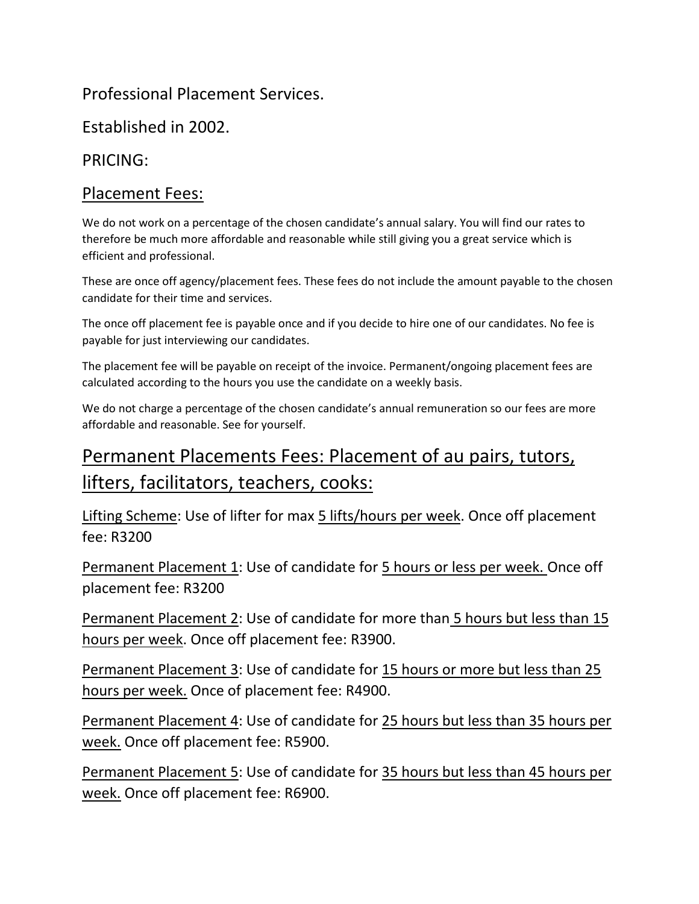Professional Placement Services.

Established in 2002.

PRICING:

## Placement Fees:

We do not work on a percentage of the chosen candidate's annual salary. You will find our rates to therefore be much more affordable and reasonable while still giving you a great service which is efficient and professional.

These are once off agency/placement fees. These fees do not include the amount payable to the chosen candidate for their time and services.

The once off placement fee is payable once and if you decide to hire one of our candidates. No fee is payable for just interviewing our candidates.

The placement fee will be payable on receipt of the invoice. Permanent/ongoing placement fees are calculated according to the hours you use the candidate on a weekly basis.

We do not charge a percentage of the chosen candidate's annual remuneration so our fees are more affordable and reasonable. See for yourself.

## Permanent Placements Fees: Placement of au pairs, tutors, lifters, facilitators, teachers, cooks:

Lifting Scheme: Use of lifter for max 5 lifts/hours per week. Once off placement fee: R3200

Permanent Placement 1: Use of candidate for 5 hours or less per week. Once off placement fee: R3200

Permanent Placement 2: Use of candidate for more than 5 hours but less than 15 hours per week. Once off placement fee: R3900.

Permanent Placement 3: Use of candidate for 15 hours or more but less than 25 hours per week. Once of placement fee: R4900.

Permanent Placement 4: Use of candidate for 25 hours but less than 35 hours per week. Once off placement fee: R5900.

Permanent Placement 5: Use of candidate for 35 hours but less than 45 hours per week. Once off placement fee: R6900.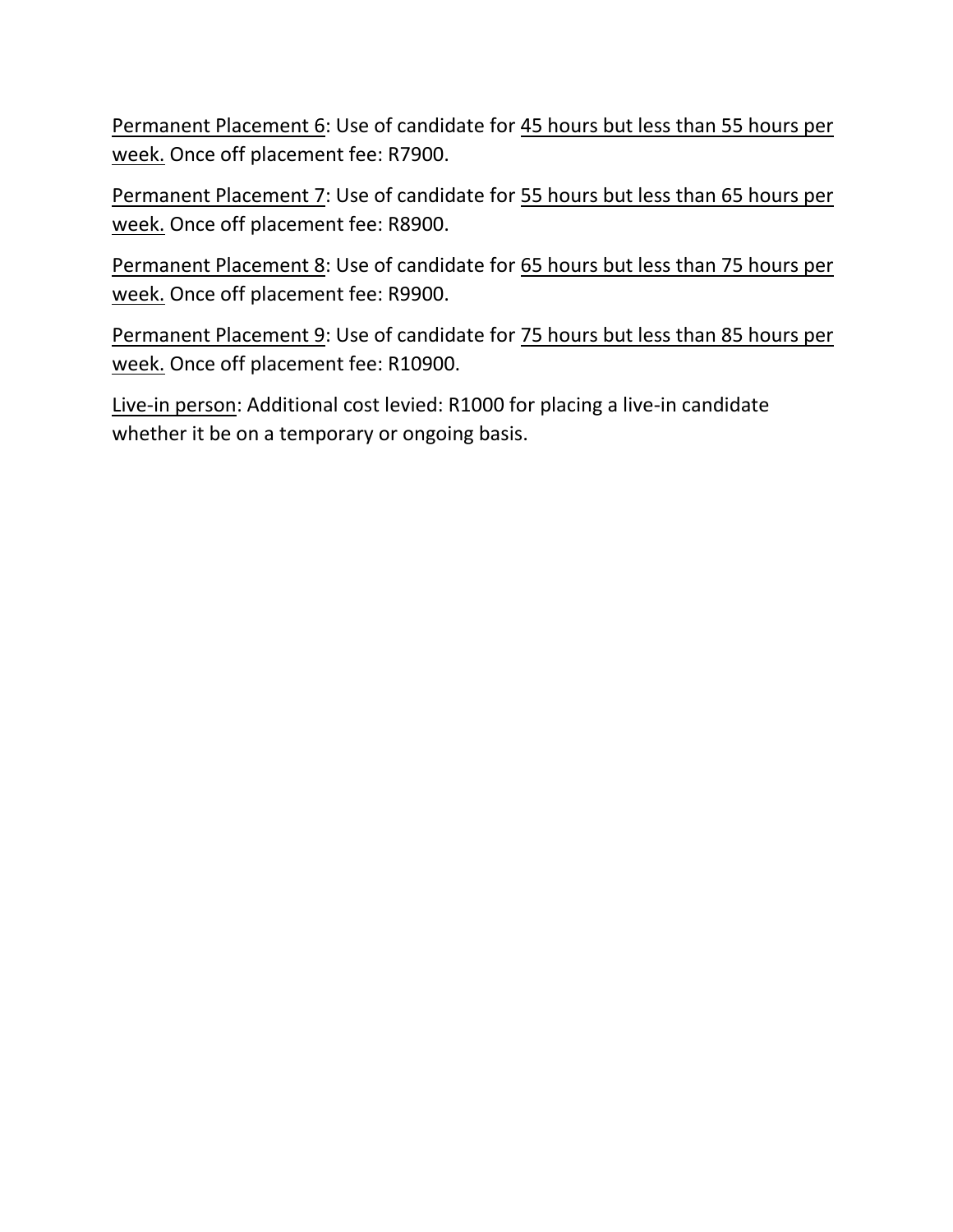Permanent Placement 6: Use of candidate for 45 hours but less than 55 hours per week. Once off placement fee: R7900.

Permanent Placement 7: Use of candidate for 55 hours but less than 65 hours per week. Once off placement fee: R8900.

Permanent Placement 8: Use of candidate for 65 hours but less than 75 hours per week. Once off placement fee: R9900.

Permanent Placement 9: Use of candidate for 75 hours but less than 85 hours per week. Once off placement fee: R10900.

Live-in person: Additional cost levied: R1000 for placing a live-in candidate whether it be on a temporary or ongoing basis.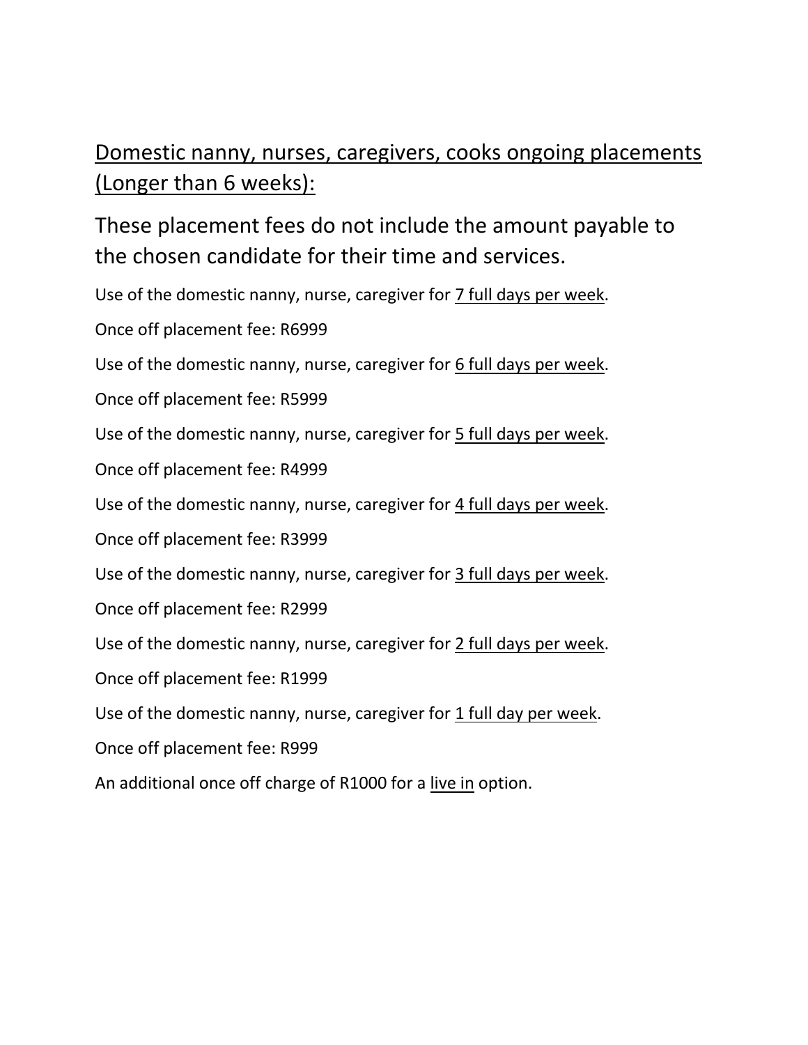## Domestic nanny, nurses, caregivers, cooks ongoing placements (Longer than 6 weeks):

### These placement fees do not include the amount payable to the chosen candidate for their time and services.

Use of the domestic nanny, nurse, caregiver for 7 full days per week.

Once off placement fee: R6999

Use of the domestic nanny, nurse, caregiver for 6 full days per week.

Once off placement fee: R5999

Use of the domestic nanny, nurse, caregiver for 5 full days per week.

Once off placement fee: R4999

Use of the domestic nanny, nurse, caregiver for 4 full days per week.

Once off placement fee: R3999

Use of the domestic nanny, nurse, caregiver for 3 full days per week.

Once off placement fee: R2999

Use of the domestic nanny, nurse, caregiver for 2 full days per week.

Once off placement fee: R1999

Use of the domestic nanny, nurse, caregiver for 1 full day per week.

Once off placement fee: R999

An additional once off charge of R1000 for a live in option.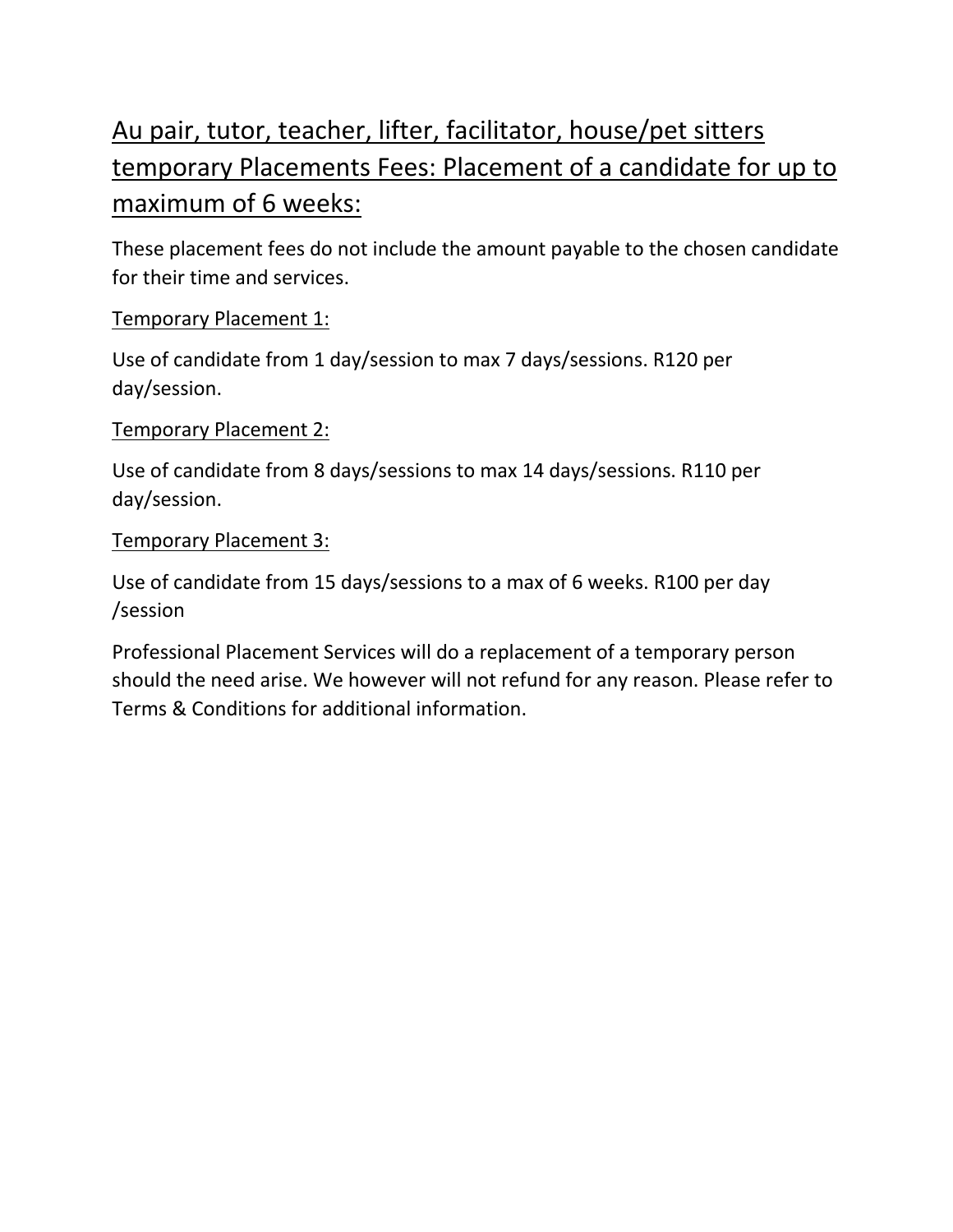## Au pair, tutor, teacher, lifter, facilitator, house/pet sitters temporary Placements Fees: Placement of a candidate for up to maximum of 6 weeks:

These placement fees do not include the amount payable to the chosen candidate for their time and services.

Temporary Placement 1:

Use of candidate from 1 day/session to max 7 days/sessions. R120 per day/session.

Temporary Placement 2:

Use of candidate from 8 days/sessions to max 14 days/sessions. R110 per day/session.

Temporary Placement 3:

Use of candidate from 15 days/sessions to a max of 6 weeks. R100 per day /session

Professional Placement Services will do a replacement of a temporary person should the need arise. We however will not refund for any reason. Please refer to Terms & Conditions for additional information.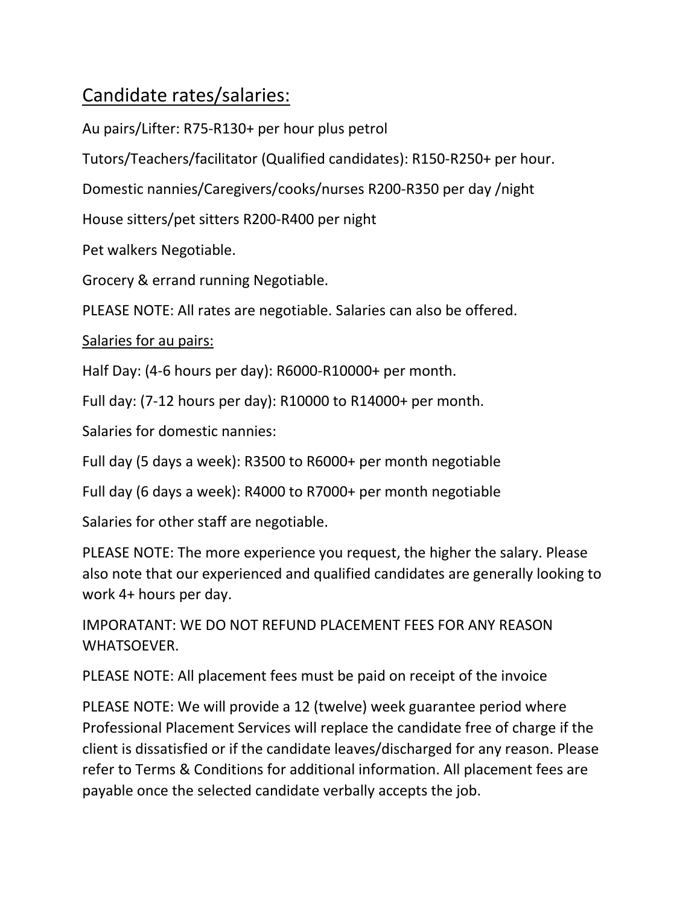## Candidate rates/salaries:

Au pairs/Lifter: R75-R130+ per hour plus petrol

Tutors/Teachers/facilitator (Qualified candidates): R150-R250+ per hour.

Domestic nannies/Caregivers/cooks/nurses R200-R350 per day /night

House sitters/pet sitters R200-R400 per night

Pet walkers Negotiable.

Grocery & errand running Negotiable.

PLEASE NOTE: All rates are negotiable. Salaries can also be offered.

Salaries for au pairs:

Half Day: (4-6 hours per day): R6000-R10000+ per month.

Full day: (7-12 hours per day): R10000 to R14000+ per month.

Salaries for domestic nannies:

Full day (5 days a week): R3500 to R6000+ per month negotiable

Full day (6 days a week): R4000 to R7000+ per month negotiable

Salaries for other staff are negotiable.

PLEASE NOTE: The more experience you request, the higher the salary. Please also note that our experienced and qualified candidates are generally looking to work 4+ hours per day.

IMPORATANT: WE DO NOT REFUND PLACEMENT FEES FOR ANY REASON WHATSOEVER.

PLEASE NOTE: All placement fees must be paid on receipt of the invoice

PLEASE NOTE: We will provide a 12 (twelve) week guarantee period where Professional Placement Services will replace the candidate free of charge if the client is dissatisfied or if the candidate leaves/discharged for any reason. Please refer to Terms & Conditions for additional information. All placement fees are payable once the selected candidate verbally accepts the job.